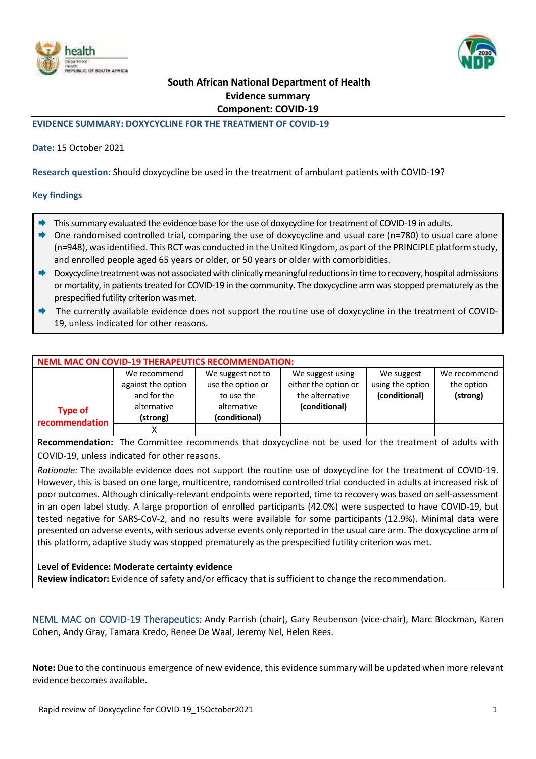**South African National Department of Health**
**Evidence summary**
**Component: COVID-19**

## EVIDENCE SUMMARY: DOXYCYCLINE FOR THE TREATMENT OF COVID-19

**Date:** 15 October 2021

**Research question:** Should doxycycline be used in the treatment of ambulant patients with COVID-19?

### Key findings

- This summary evaluated the evidence base for the use of doxycycline for treatment of COVID-19 in adults.
- One randomised controlled trial, comparing the use of doxycycline and usual care (n=780) to usual care alone (n=948), was identified. This RCT was conducted in the United Kingdom, as part of the PRINCIPLE platform study, and enrolled people aged 65 years or older, or 50 years or older with comorbidities.
- Doxycycline treatment was not associated with clinically meaningful reductions in time to recovery, hospital admissions or mortality, in patients treated for COVID-19 in the community. The doxycycline arm was stopped prematurely as the prespecified futility criterion was met.
- The currently available evidence does not support the routine use of doxycycline in the treatment of COVID-19, unless indicated for other reasons.

**NEML MAC ON COVID-19 THERAPEUTICS RECOMMENDATION:**

| Type of recommendation | We recommend against the option and for the alternative **(strong)** | We suggest not to use the option or to use the alternative **(conditional)** | We suggest using either the option or the alternative **(conditional)** | We suggest using the option **(conditional)** | We recommend the option **(strong)** |
|---|---|---|---|---|---|
| | X | | | | |

**Recommendation:** The Committee recommends that doxycycline not be used for the treatment of adults with COVID-19, unless indicated for other reasons.

*Rationale:* The available evidence does not support the routine use of doxycycline for the treatment of COVID-19. However, this is based on one large, multicentre, randomised controlled trial conducted in adults at increased risk of poor outcomes. Although clinically-relevant endpoints were reported, time to recovery was based on self-assessment in an open label study. A large proportion of enrolled participants (42.0%) were suspected to have COVID-19, but tested negative for SARS-CoV-2, and no results were available for some participants (12.9%). Minimal data were presented on adverse events, with serious adverse events only reported in the usual care arm. The doxycycline arm of this platform, adaptive study was stopped prematurely as the prespecified futility criterion was met.

**Level of Evidence: Moderate certainty evidence**
**Review indicator:** Evidence of safety and/or efficacy that is sufficient to change the recommendation.

NEML MAC on COVID-19 Therapeutics: Andy Parrish (chair), Gary Reubenson (vice-chair), Marc Blockman, Karen Cohen, Andy Gray, Tamara Kredo, Renee De Waal, Jeremy Nel, Helen Rees.

**Note:** Due to the continuous emergence of new evidence, this evidence summary will be updated when more relevant evidence becomes available.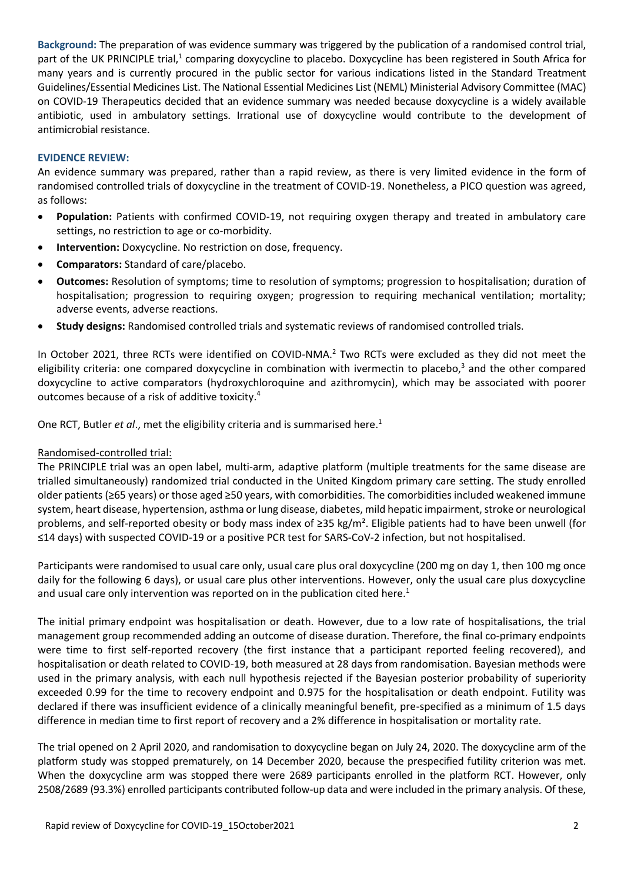**Background:** The preparation of was evidence summary was triggered by the publication of a randomised control trial, part of the UK PRINCIPLE trial,[1] comparing doxycycline to placebo. Doxycycline has been registered in South Africa for many years and is currently procured in the public sector for various indications listed in the Standard Treatment Guidelines/Essential Medicines List. The National Essential Medicines List (NEML) Ministerial Advisory Committee (MAC) on COVID-19 Therapeutics decided that an evidence summary was needed because doxycycline is a widely available antibiotic, used in ambulatory settings. Irrational use of doxycycline would contribute to the development of antimicrobial resistance.

## EVIDENCE REVIEW:

An evidence summary was prepared, rather than a rapid review, as there is very limited evidence in the form of randomised controlled trials of doxycycline in the treatment of COVID-19. Nonetheless, a PICO question was agreed, as follows:

- **Population:** Patients with confirmed COVID-19, not requiring oxygen therapy and treated in ambulatory care settings, no restriction to age or co-morbidity.
- **Intervention:** Doxycycline. No restriction on dose, frequency.
- **Comparators:** Standard of care/placebo.
- **Outcomes:** Resolution of symptoms; time to resolution of symptoms; progression to hospitalisation; duration of hospitalisation; progression to requiring oxygen; progression to requiring mechanical ventilation; mortality; adverse events, adverse reactions.
- **Study designs:** Randomised controlled trials and systematic reviews of randomised controlled trials.

In October 2021, three RCTs were identified on COVID-NMA.[2] Two RCTs were excluded as they did not meet the eligibility criteria: one compared doxycycline in combination with ivermectin to placebo,[3] and the other compared doxycycline to active comparators (hydroxychloroquine and azithromycin), which may be associated with poorer outcomes because of a risk of additive toxicity.[4]

One RCT, Butler *et al*., met the eligibility criteria and is summarised here.[1]

Randomised-controlled trial:

The PRINCIPLE trial was an open label, multi-arm, adaptive platform (multiple treatments for the same disease are trialled simultaneously) randomized trial conducted in the United Kingdom primary care setting. The study enrolled older patients (≥65 years) or those aged ≥50 years, with comorbidities. The comorbidities included weakened immune system, heart disease, hypertension, asthma or lung disease, diabetes, mild hepatic impairment, stroke or neurological problems, and self-reported obesity or body mass index of ≥35 kg/m$^2$. Eligible patients had to have been unwell (for ≤14 days) with suspected COVID-19 or a positive PCR test for SARS-CoV-2 infection, but not hospitalised.

Participants were randomised to usual care only, usual care plus oral doxycycline (200 mg on day 1, then 100 mg once daily for the following 6 days), or usual care plus other interventions. However, only the usual care plus doxycycline and usual care only intervention was reported on in the publication cited here.[1]

The initial primary endpoint was hospitalisation or death. However, due to a low rate of hospitalisations, the trial management group recommended adding an outcome of disease duration. Therefore, the final co-primary endpoints were time to first self-reported recovery (the first instance that a participant reported feeling recovered), and hospitalisation or death related to COVID-19, both measured at 28 days from randomisation. Bayesian methods were used in the primary analysis, with each null hypothesis rejected if the Bayesian posterior probability of superiority exceeded 0.99 for the time to recovery endpoint and 0.975 for the hospitalisation or death endpoint. Futility was declared if there was insufficient evidence of a clinically meaningful benefit, pre-specified as a minimum of 1.5 days difference in median time to first report of recovery and a 2% difference in hospitalisation or mortality rate.

The trial opened on 2 April 2020, and randomisation to doxycycline began on July 24, 2020. The doxycycline arm of the platform study was stopped prematurely, on 14 December 2020, because the prespecified futility criterion was met. When the doxycycline arm was stopped there were 2689 participants enrolled in the platform RCT. However, only 2508/2689 (93.3%) enrolled participants contributed follow-up data and were included in the primary analysis. Of these,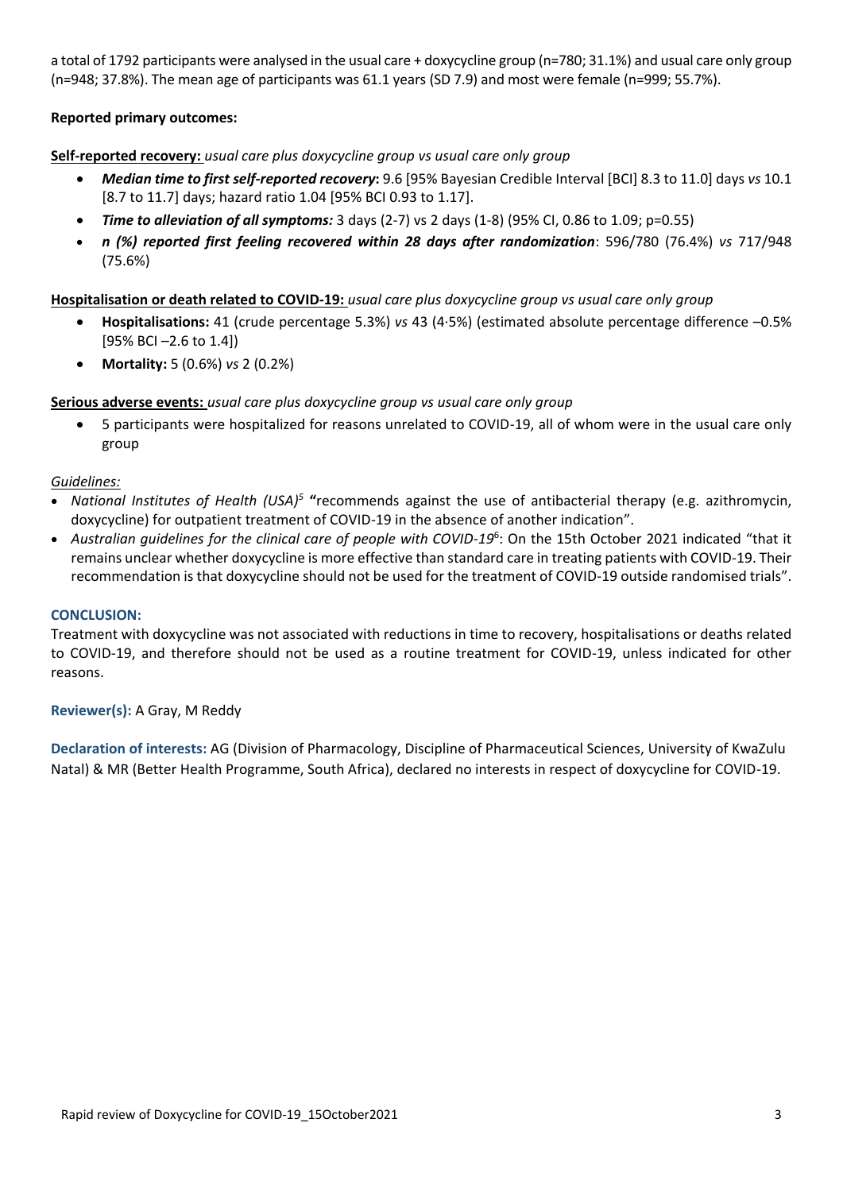a total of 1792 participants were analysed in the usual care + doxycycline group (n=780; 31.1%) and usual care only group (n=948; 37.8%). The mean age of participants was 61.1 years (SD 7.9) and most were female (n=999; 55.7%).

**Reported primary outcomes:**

**Self-reported recovery:** *usual care plus doxycycline group vs usual care only group*

- ***Median time to first self-reported recovery*:** 9.6 [95% Bayesian Credible Interval [BCI] 8.3 to 11.0] days *vs* 10.1 [8.7 to 11.7] days; hazard ratio 1.04 [95% BCI 0.93 to 1.17].
- ***Time to alleviation of all symptoms:*** 3 days (2-7) vs 2 days (1-8) (95% CI, 0.86 to 1.09; p=0.55)
- ***n (%) reported first feeling recovered within 28 days after randomization***: 596/780 (76.4%) *vs* 717/948 (75.6%)

**Hospitalisation or death related to COVID-19:** *usual care plus doxycycline group vs usual care only group*

- **Hospitalisations:** 41 (crude percentage 5.3%) *vs* 43 (4·5%) (estimated absolute percentage difference –0.5% [95% BCI –2.6 to 1.4])
- **Mortality:** 5 (0.6%) *vs* 2 (0.2%)

**Serious adverse events:** *usual care plus doxycycline group vs usual care only group*

- 5 participants were hospitalized for reasons unrelated to COVID-19, all of whom were in the usual care only group

*Guidelines:*

- *National Institutes of Health (USA)*[5] **"**recommends against the use of antibacterial therapy (e.g. azithromycin, doxycycline) for outpatient treatment of COVID-19 in the absence of another indication".
- *Australian guidelines for the clinical care of people with COVID-19*[6]: On the 15th October 2021 indicated "that it remains unclear whether doxycycline is more effective than standard care in treating patients with COVID-19. Their recommendation is that doxycycline should not be used for the treatment of COVID-19 outside randomised trials".

**CONCLUSION:**

Treatment with doxycycline was not associated with reductions in time to recovery, hospitalisations or deaths related to COVID-19, and therefore should not be used as a routine treatment for COVID-19, unless indicated for other reasons.

**Reviewer(s):** A Gray, M Reddy

**Declaration of interests:** AG (Division of Pharmacology, Discipline of Pharmaceutical Sciences, University of KwaZulu Natal) & MR (Better Health Programme, South Africa), declared no interests in respect of doxycycline for COVID-19.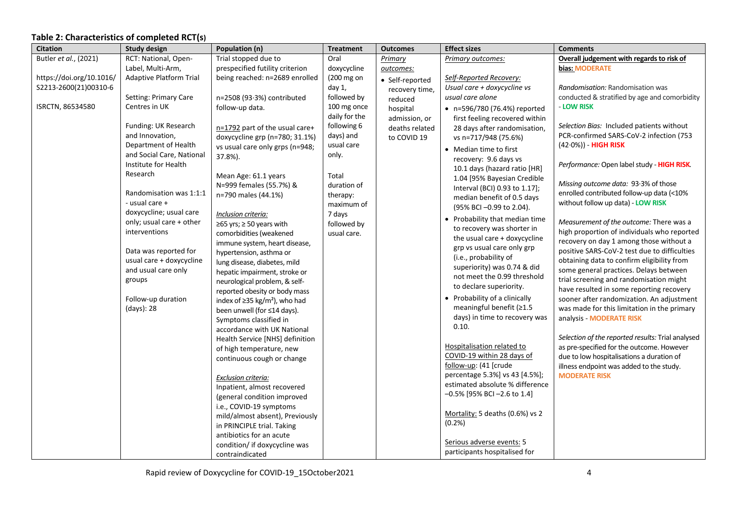**Table 2: Characteristics of completed RCT(s)**

| Citation | Study design | Population (n) | Treatment | Outcomes | Effect sizes | Comments |
|---|---|---|---|---|---|---|
| Butler *et al.*, (2021)<br><br>https://doi.org/10.1016/S2213-2600(21)00310-6<br><br>ISRCTN, 86534580 | RCT: National, Open-Label, Multi-Arm, Adaptive Platform Trial<br><br>Setting: Primary Care Centres in UK<br><br>Funding: UK Research and Innovation, Department of Health and Social Care, National Institute for Health Research<br><br>Randomisation was 1:1:1 - usual care + doxycycline; usual care only; usual care + other interventions<br><br>Data was reported for usual care + doxycycline and usual care only groups<br><br>Follow-up duration (days): 28 | Trial stopped due to prespecified futility criterion being reached: n=2689 enrolled<br><br>n=2508 (93·3%) contributed follow-up data.<br><br><u>n=1792</u> part of the usual care+ doxycycline grp (n=780; 31.1%) vs usual care only grps (n=948; 37.8%).<br><br>Mean Age: 61.1 years<br>N=999 females (55.7%) & n=790 males (44.1%)<br><br>*Inclusion criteria:*<br>≥65 yrs; ≥ 50 years with comorbidities (weakened immune system, heart disease, hypertension, asthma or lung disease, diabetes, mild hepatic impairment, stroke or neurological problem, & self-reported obesity or body mass index of ≥35 kg/m²), who had been unwell (for ≤14 days). Symptoms classified in accordance with UK National Health Service [NHS] definition of high temperature, new continuous cough or change<br><br>*Exclusion criteria:*<br>Inpatient, almost recovered (general condition improved i.e., COVID-19 symptoms mild/almost absent), Previously in PRINCIPLE trial. Taking antibiotics for an acute condition/ if doxycycline was contraindicated | Oral doxycycline (200 mg on day 1, followed by 100 mg once daily for the following 6 days) and usual care only.<br><br>Total duration of therapy: maximum of 7 days followed by usual care. | *<u>Primary outcomes:</u>*<br>• Self-reported recovery time, reduced hospital admission, or deaths related to COVID 19 | *<u>Primary outcomes:</u>*<br><br>*<u>Self-Reported Recovery:</u>*<br>*Usual care + doxycycline vs usual care alone*<br>• n=596/780 (76.4%) reported first feeling recovered within 28 days after randomisation, vs n=717/948 (75.6%)<br>• Median time to first recovery: 9.6 days vs 10.1 days (hazard ratio [HR] 1.04 [95% Bayesian Credible Interval (BCI) 0.93 to 1.17]; median benefit of 0.5 days (95% BCI –0.99 to 2.04).<br>• Probability that median time to recovery was shorter in the usual care + doxycycline grp vs usual care only grp (i.e., probability of superiority) was 0.74 & did not meet the 0.99 threshold to declare superiority.<br>• Probability of a clinically meaningful benefit (≥1.5 days) in time to recovery was 0.10.<br><br><u>Hospitalisation related to COVID-19 within 28 days of follow-up</u>: (41 [crude percentage 5.3%] vs 43 [4.5%]; estimated absolute % difference –0.5% [95% BCI –2.6 to 1.4]<br><br><u>Mortality:</u> 5 deaths (0.6%) vs 2 (0.2%)<br><br><u>Serious adverse events:</u> 5 participants hospitalised for | **<u>Overall judgement with regards to risk of bias:</u> MODERATE**<br><br>*Randomisation:* Randomisation was conducted & stratified by age and comorbidity - **LOW RISK**<br><br>*Selection Bias:* Included patients without PCR-confirmed SARS-CoV-2 infection (753 (42·0%)) - **HIGH RISK**<br><br>*Performance:* Open label study - **HIGH RISK**.<br><br>*Missing outcome data:* 93·3% of those enrolled contributed follow-up data (<10% without follow up data) - **LOW RISK**<br><br>*Measurement of the outcome:* There was a high proportion of individuals who reported recovery on day 1 among those without a positive SARS-CoV-2 test due to difficulties obtaining data to confirm eligibility from some general practices. Delays between trial screening and randomisation might have resulted in some reporting recovery sooner after randomization. An adjustment was made for this limitation in the primary analysis - **MODERATE RISK**<br><br>*Selection of the reported results:* Trial analysed as pre-specified for the outcome. However due to low hospitalisations a duration of illness endpoint was added to the study. **MODERATE RISK** |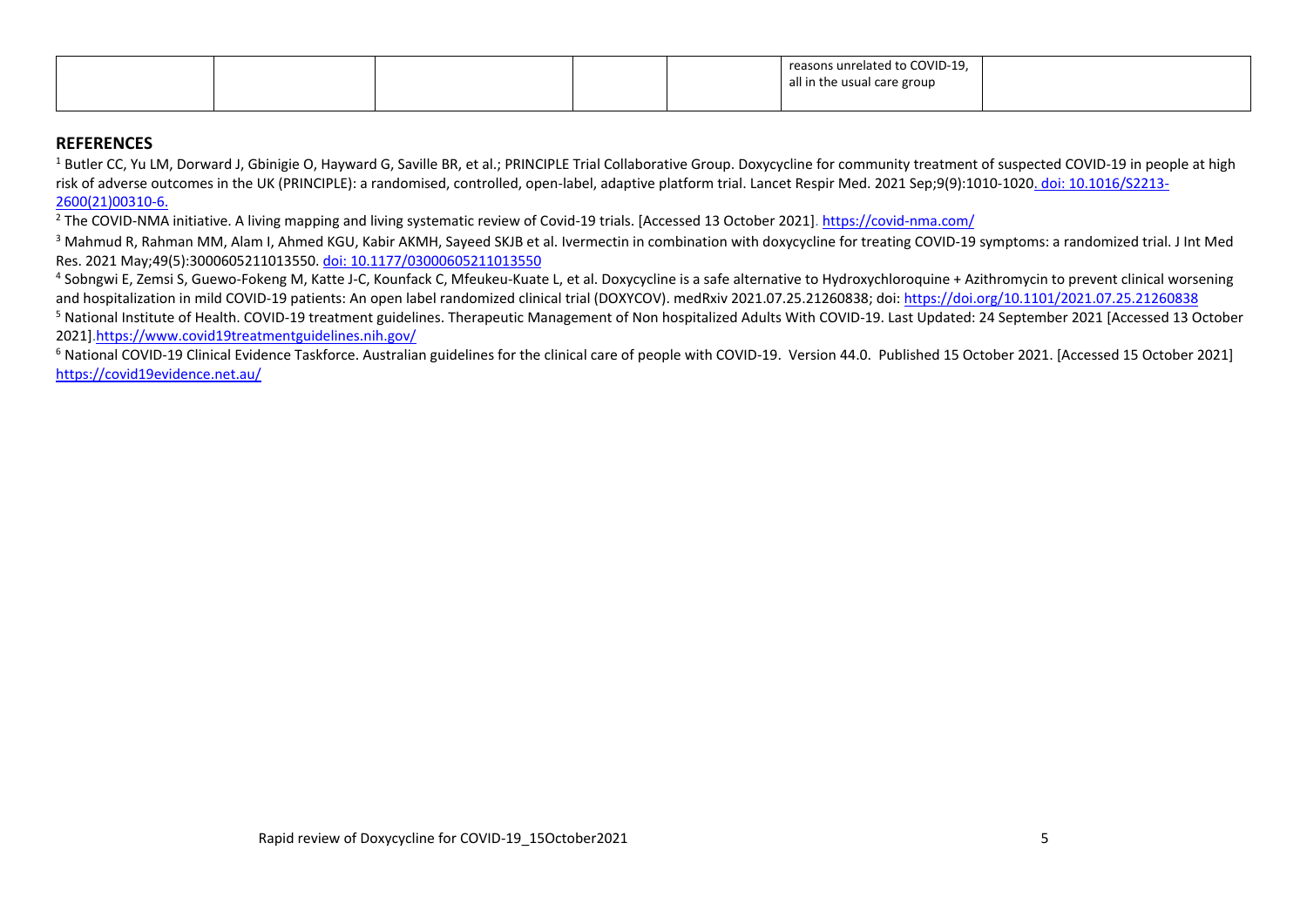| | | | | | | |
|---|---|---|---|---|---|---|
| | | | | | reasons unrelated to COVID-19, all in the usual care group | |

## REFERENCES

[1] Butler CC, Yu LM, Dorward J, Gbinigie O, Hayward G, Saville BR, et al.; PRINCIPLE Trial Collaborative Group. Doxycycline for community treatment of suspected COVID-19 in people at high risk of adverse outcomes in the UK (PRINCIPLE): a randomised, controlled, open-label, adaptive platform trial. Lancet Respir Med. 2021 Sep;9(9):1010-1020. doi: 10.1016/S2213-2600(21)00310-6.

[2] The COVID-NMA initiative. A living mapping and living systematic review of Covid-19 trials. [Accessed 13 October 2021]. https://covid-nma.com/

[3] Mahmud R, Rahman MM, Alam I, Ahmed KGU, Kabir AKMH, Sayeed SKJB et al. Ivermectin in combination with doxycycline for treating COVID-19 symptoms: a randomized trial. J Int Med Res. 2021 May;49(5):3000605211013550. doi: 10.1177/03000605211013550

[4] Sobngwi E, Zemsi S, Guewo-Fokeng M, Katte J-C, Kounfack C, Mfeukeu-Kuate L, et al. Doxycycline is a safe alternative to Hydroxychloroquine + Azithromycin to prevent clinical worsening and hospitalization in mild COVID-19 patients: An open label randomized clinical trial (DOXYCOV). medRxiv 2021.07.25.21260838; doi: https://doi.org/10.1101/2021.07.25.21260838

[5] National Institute of Health. COVID-19 treatment guidelines. Therapeutic Management of Non hospitalized Adults With COVID-19. Last Updated: 24 September 2021 [Accessed 13 October 2021]. https://www.covid19treatmentguidelines.nih.gov/

[6] National COVID-19 Clinical Evidence Taskforce. Australian guidelines for the clinical care of people with COVID-19. Version 44.0. Published 15 October 2021. [Accessed 15 October 2021] https://covid19evidence.net.au/